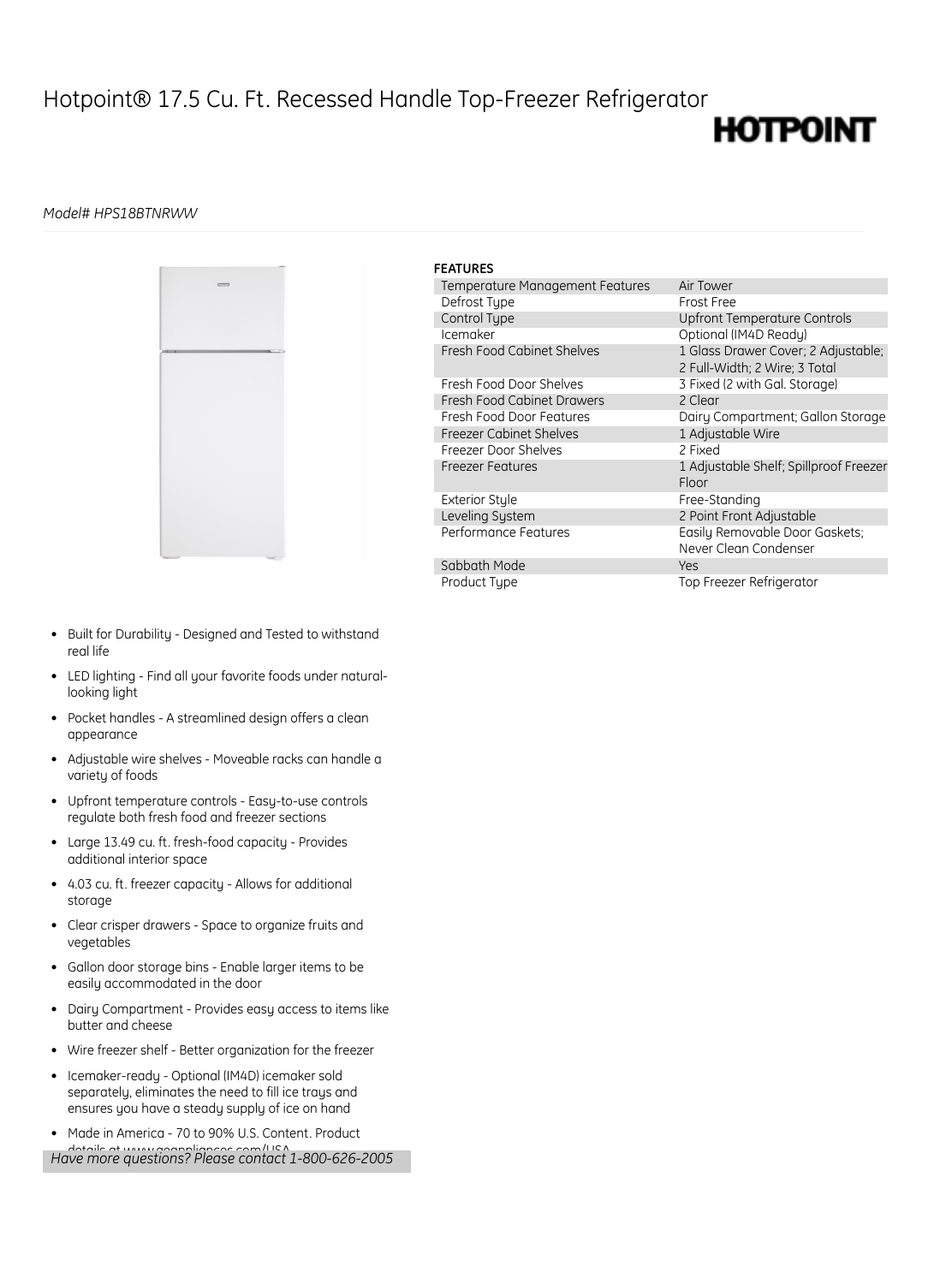# Hotpoint® 17.5 Cu. Ft. Recessed Handle Top-Freezer Refrigerator

HOTPOINT

*Model# HPS18BTNRWW*

**FEATURES**

| | |
|---|---|
| Temperature Management Features | Air Tower |
| Defrost Type | Frost Free |
| Control Type | Upfront Temperature Controls |
| Icemaker | Optional (IM4D Ready) |
| Fresh Food Cabinet Shelves | 1 Glass Drawer Cover; 2 Adjustable; 2 Full-Width; 2 Wire; 3 Total |
| Fresh Food Door Shelves | 3 Fixed (2 with Gal. Storage) |
| Fresh Food Cabinet Drawers | 2 Clear |
| Fresh Food Door Features | Dairy Compartment; Gallon Storage |
| Freezer Cabinet Shelves | 1 Adjustable Wire |
| Freezer Door Shelves | 2 Fixed |
| Freezer Features | 1 Adjustable Shelf; Spillproof Freezer Floor |
| Exterior Style | Free-Standing |
| Leveling System | 2 Point Front Adjustable |
| Performance Features | Easily Removable Door Gaskets; Never Clean Condenser |
| Sabbath Mode | Yes |
| Product Type | Top Freezer Refrigerator |

- Built for Durability - Designed and Tested to withstand real life
- LED lighting - Find all your favorite foods under natural-looking light
- Pocket handles - A streamlined design offers a clean appearance
- Adjustable wire shelves - Moveable racks can handle a variety of foods
- Upfront temperature controls - Easy-to-use controls regulate both fresh food and freezer sections
- Large 13.49 cu. ft. fresh-food capacity - Provides additional interior space
- 4.03 cu. ft. freezer capacity - Allows for additional storage
- Clear crisper drawers - Space to organize fruits and vegetables
- Gallon door storage bins - Enable larger items to be easily accommodated in the door
- Dairy Compartment - Provides easy access to items like butter and cheese
- Wire freezer shelf - Better organization for the freezer
- Icemaker-ready - Optional (IM4D) icemaker sold separately, eliminates the need to fill ice trays and ensures you have a steady supply of ice on hand
- Made in America - 70 to 90% U.S. Content. Product details at www.geappliances.com/USA

*Have more questions? Please contact 1-800-626-2005*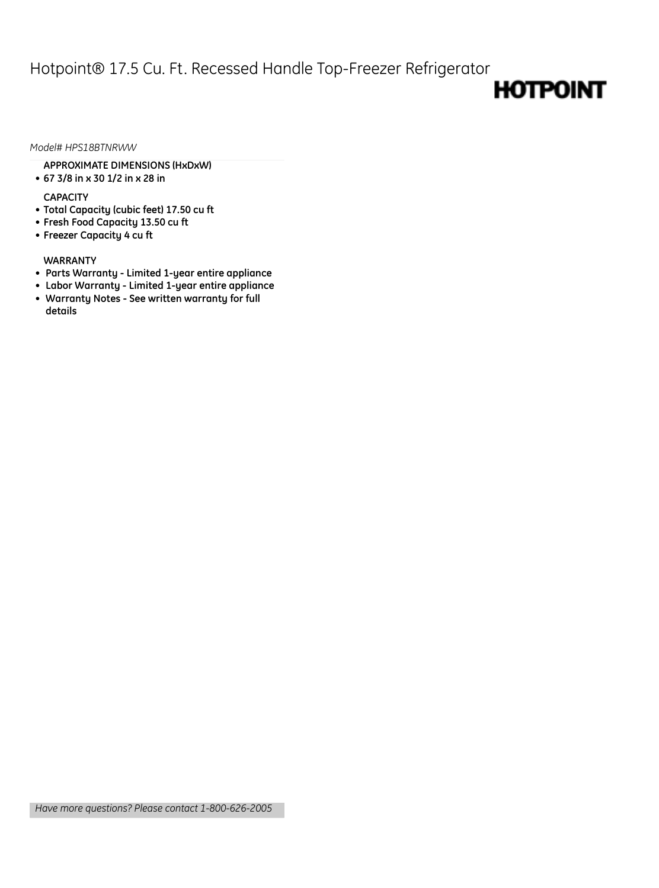# Hotpoint® 17.5 Cu. Ft. Recessed Handle Top-Freezer Refrigerator

HOTPOINT

*Model# HPS18BTNRWW*

**APPROXIMATE DIMENSIONS (HxDxW)**

- **67 3/8 in x 30 1/2 in x 28 in**

**CAPACITY**

- **Total Capacity (cubic feet) 17.50 cu ft**
- **Fresh Food Capacity 13.50 cu ft**
- **Freezer Capacity 4 cu ft**

**WARRANTY**

- **Parts Warranty - Limited 1-year entire appliance**
- **Labor Warranty - Limited 1-year entire appliance**
- **Warranty Notes - See written warranty for full details**

*Have more questions? Please contact 1-800-626-2005*